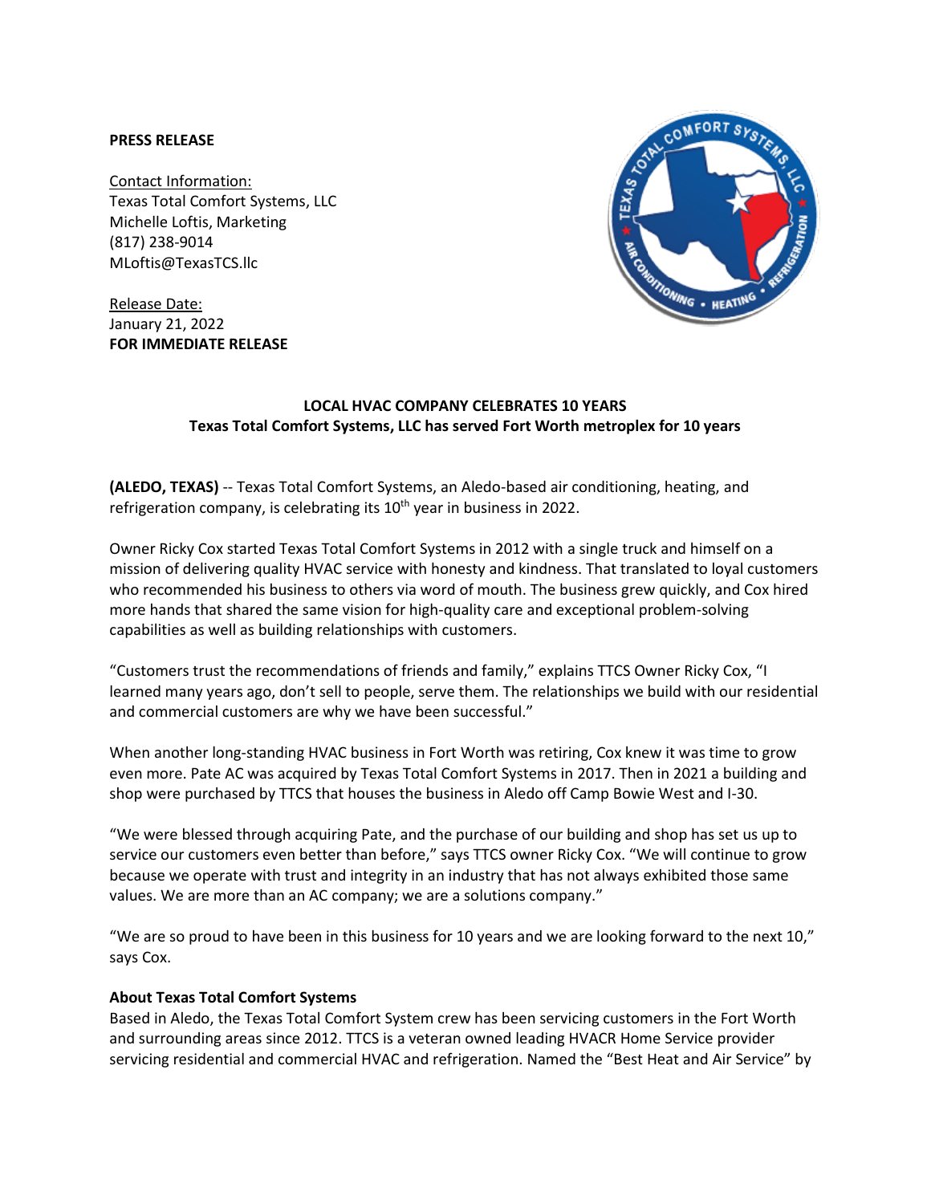**PRESS RELEASE**

Contact Information:
Texas Total Comfort Systems, LLC
Michelle Loftis, Marketing
(817) 238-9014
MLoftis@TexasTCS.llc

Release Date:
January 21, 2022
**FOR IMMEDIATE RELEASE**

**LOCAL HVAC COMPANY CELEBRATES 10 YEARS**
**Texas Total Comfort Systems, LLC has served Fort Worth metroplex for 10 years**

**(ALEDO, TEXAS)** -- Texas Total Comfort Systems, an Aledo-based air conditioning, heating, and refrigeration company, is celebrating its 10th year in business in 2022.

Owner Ricky Cox started Texas Total Comfort Systems in 2012 with a single truck and himself on a mission of delivering quality HVAC service with honesty and kindness. That translated to loyal customers who recommended his business to others via word of mouth. The business grew quickly, and Cox hired more hands that shared the same vision for high-quality care and exceptional problem-solving capabilities as well as building relationships with customers.

"Customers trust the recommendations of friends and family," explains TTCS Owner Ricky Cox, "I learned many years ago, don't sell to people, serve them. The relationships we build with our residential and commercial customers are why we have been successful."

When another long-standing HVAC business in Fort Worth was retiring, Cox knew it was time to grow even more. Pate AC was acquired by Texas Total Comfort Systems in 2017. Then in 2021 a building and shop were purchased by TTCS that houses the business in Aledo off Camp Bowie West and I-30.

"We were blessed through acquiring Pate, and the purchase of our building and shop has set us up to service our customers even better than before," says TTCS owner Ricky Cox. "We will continue to grow because we operate with trust and integrity in an industry that has not always exhibited those same values. We are more than an AC company; we are a solutions company."

"We are so proud to have been in this business for 10 years and we are looking forward to the next 10," says Cox.

**About Texas Total Comfort Systems**
Based in Aledo, the Texas Total Comfort System crew has been servicing customers in the Fort Worth and surrounding areas since 2012. TTCS is a veteran owned leading HVACR Home Service provider servicing residential and commercial HVAC and refrigeration. Named the "Best Heat and Air Service" by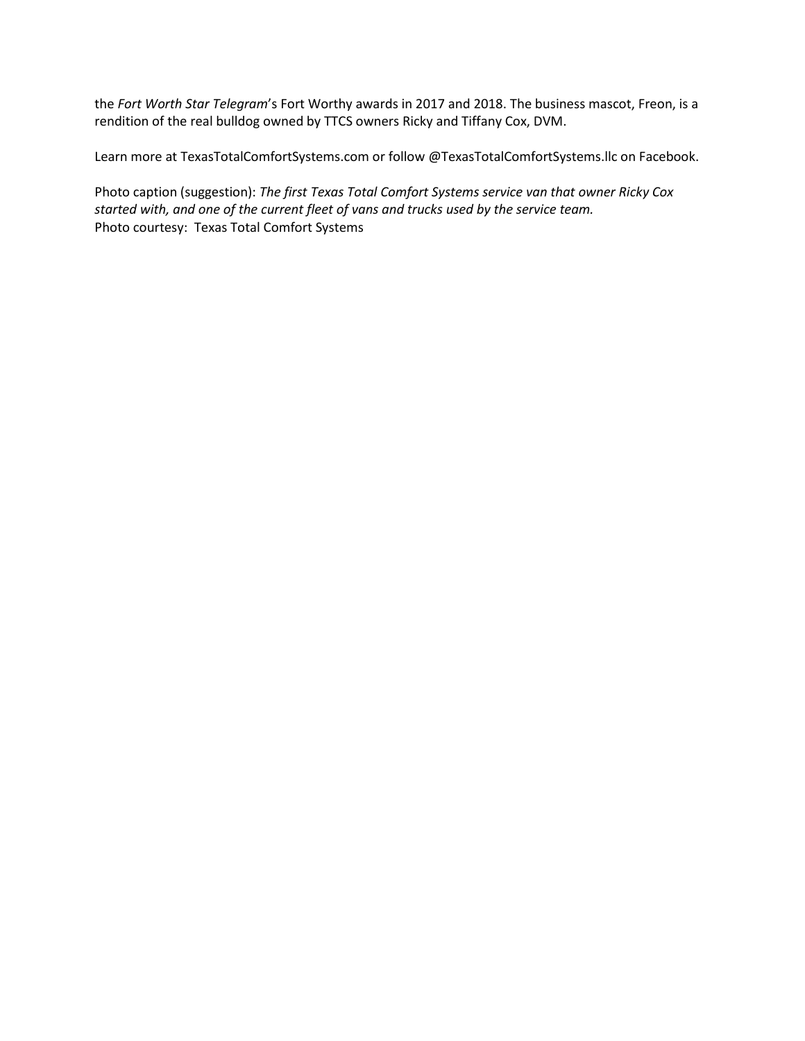the *Fort Worth Star Telegram*'s Fort Worthy awards in 2017 and 2018. The business mascot, Freon, is a rendition of the real bulldog owned by TTCS owners Ricky and Tiffany Cox, DVM.

Learn more at TexasTotalComfortSystems.com or follow @TexasTotalComfortSystems.llc on Facebook.

Photo caption (suggestion): *The first Texas Total Comfort Systems service van that owner Ricky Cox started with, and one of the current fleet of vans and trucks used by the service team.*
Photo courtesy: Texas Total Comfort Systems